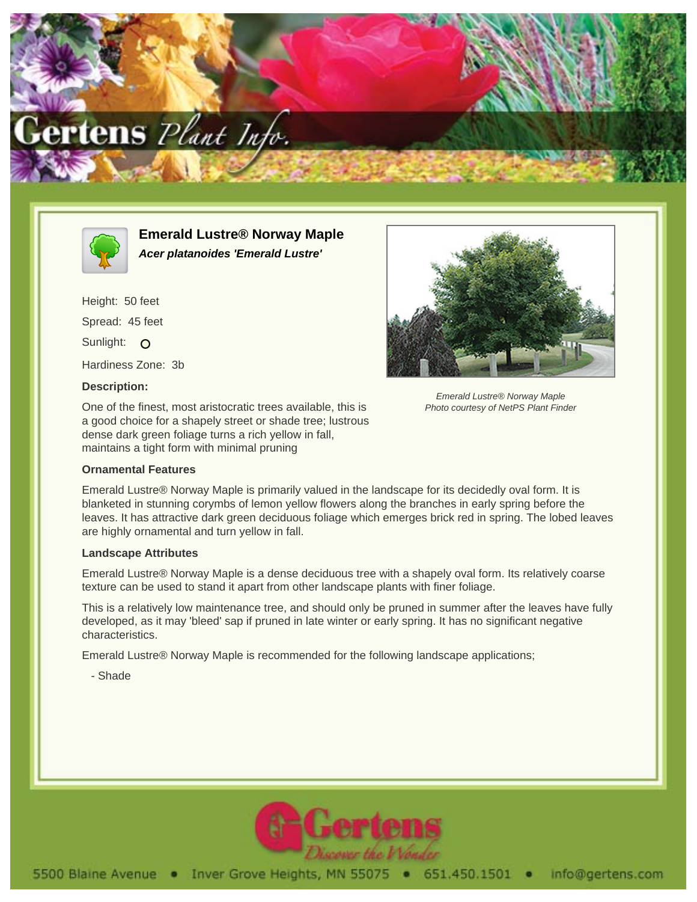# Emerald Lustre® Norway Maple

***Acer platanoides 'Emerald Lustre'***

Height: 50 feet

Spread: 45 feet

Sunlight: O

Hardiness Zone: 3b

**Description:**

One of the finest, most aristocratic trees available, this is a good choice for a shapely street or shade tree; lustrous dense dark green foliage turns a rich yellow in fall, maintains a tight form with minimal pruning

*Emerald Lustre® Norway Maple*
*Photo courtesy of NetPS Plant Finder*

**Ornamental Features**

Emerald Lustre® Norway Maple is primarily valued in the landscape for its decidedly oval form. It is blanketed in stunning corymbs of lemon yellow flowers along the branches in early spring before the leaves. It has attractive dark green deciduous foliage which emerges brick red in spring. The lobed leaves are highly ornamental and turn yellow in fall.

**Landscape Attributes**

Emerald Lustre® Norway Maple is a dense deciduous tree with a shapely oval form. Its relatively coarse texture can be used to stand it apart from other landscape plants with finer foliage.

This is a relatively low maintenance tree, and should only be pruned in summer after the leaves have fully developed, as it may 'bleed' sap if pruned in late winter or early spring. It has no significant negative characteristics.

Emerald Lustre® Norway Maple is recommended for the following landscape applications;

- Shade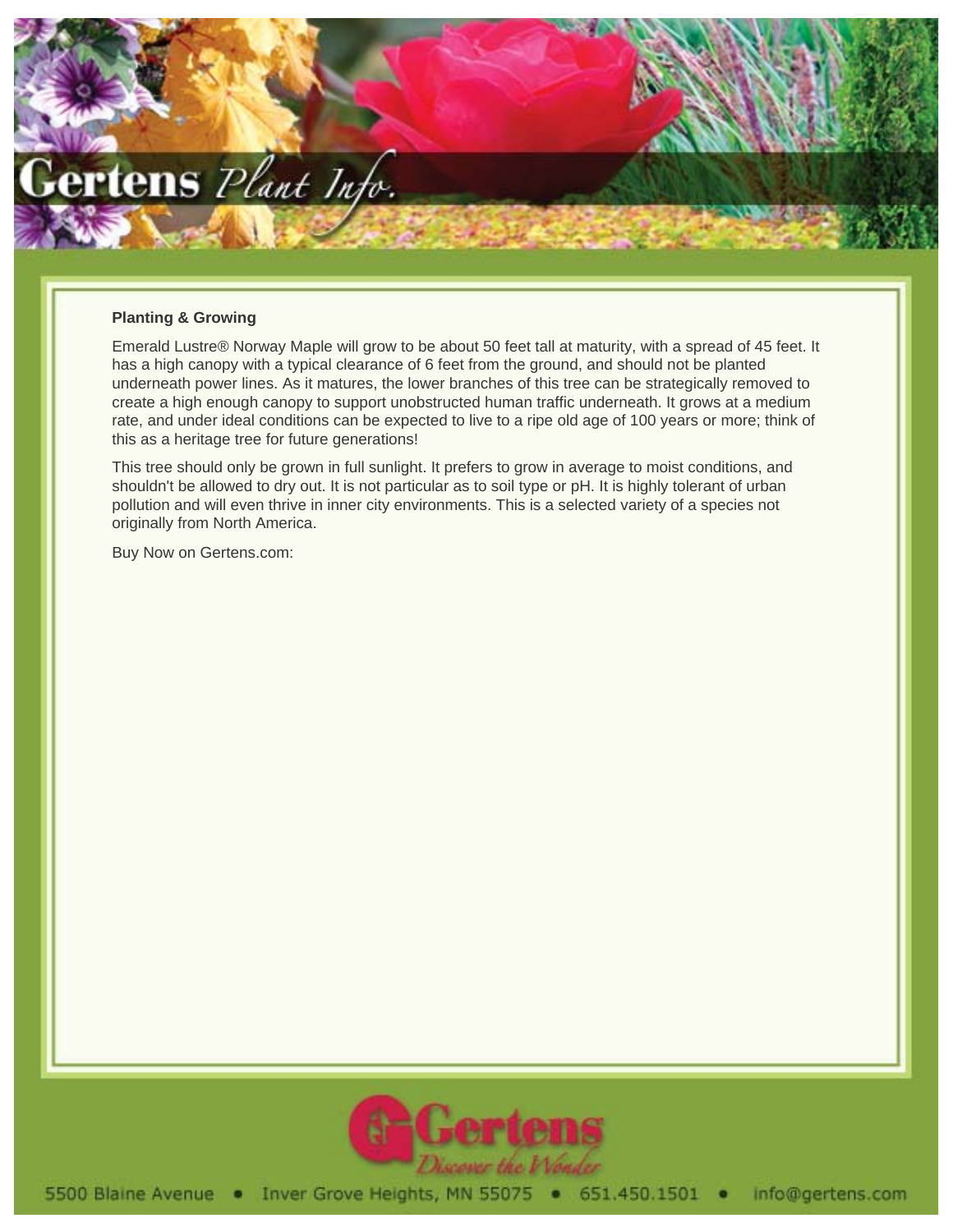**Planting & Growing**

Emerald Lustre® Norway Maple will grow to be about 50 feet tall at maturity, with a spread of 45 feet. It has a high canopy with a typical clearance of 6 feet from the ground, and should not be planted underneath power lines. As it matures, the lower branches of this tree can be strategically removed to create a high enough canopy to support unobstructed human traffic underneath. It grows at a medium rate, and under ideal conditions can be expected to live to a ripe old age of 100 years or more; think of this as a heritage tree for future generations!

This tree should only be grown in full sunlight. It prefers to grow in average to moist conditions, and shouldn't be allowed to dry out. It is not particular as to soil type or pH. It is highly tolerant of urban pollution and will even thrive in inner city environments. This is a selected variety of a species not originally from North America.

Buy Now on Gertens.com: